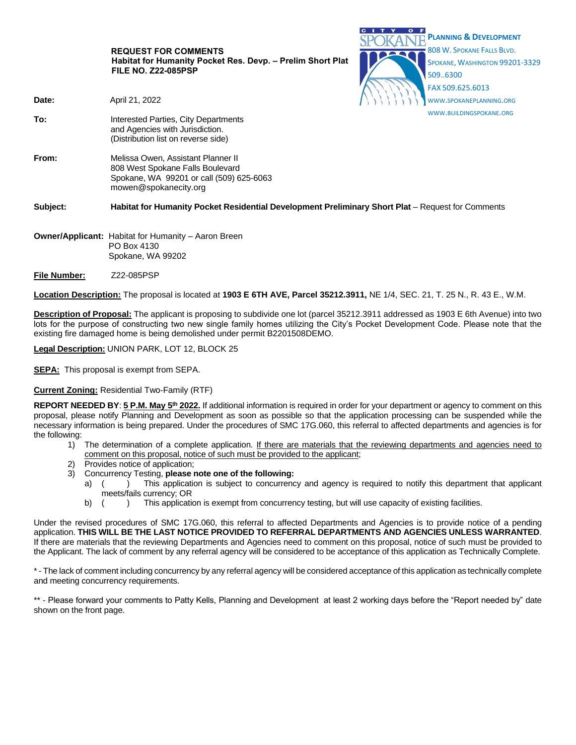**REQUEST FOR COMMENTS**
**Habitat for Humanity Pocket Res. Devp. – Prelim Short Plat**
**FILE NO. Z22-085PSP**

CITY OF SPOKANE
**PLANNING & DEVELOPMENT**
808 W. SPOKANE FALLS BLVD.
SPOKANE, WASHINGTON 99201-3329
509..6300
FAX 509.625.6013
WWW.SPOKANEPLANNING.ORG
WWW.BUILDINGSPOKANE.ORG

**Date:** April 21, 2022

**To:** Interested Parties, City Departments and Agencies with Jurisdiction. (Distribution list on reverse side)

**From:** Melissa Owen, Assistant Planner II
808 West Spokane Falls Boulevard
Spokane, WA 99201 or call (509) 625-6063
mowen@spokanecity.org

**Subject:** **Habitat for Humanity Pocket Residential Development Preliminary Short Plat** – Request for Comments

**Owner/Applicant:** Habitat for Humanity – Aaron Breen
PO Box 4130
Spokane, WA 99202

**File Number:** Z22-085PSP

**Location Description:** The proposal is located at **1903 E 6TH AVE, Parcel 35212.3911,** NE 1/4, SEC. 21, T. 25 N., R. 43 E., W.M.

**Description of Proposal:** The applicant is proposing to subdivide one lot (parcel 35212.3911 addressed as 1903 E 6th Avenue) into two lots for the purpose of constructing two new single family homes utilizing the City's Pocket Development Code. Please note that the existing fire damaged home is being demolished under permit B2201508DEMO.

**Legal Description:** UNION PARK, LOT 12, BLOCK 25

**SEPA:** This proposal is exempt from SEPA.

**Current Zoning:** Residential Two-Family (RTF)

**REPORT NEEDED BY**: **5 P.M. May 5th 2022.** If additional information is required in order for your department or agency to comment on this proposal, please notify Planning and Development as soon as possible so that the application processing can be suspended while the necessary information is being prepared. Under the procedures of SMC 17G.060, this referral to affected departments and agencies is for the following:

1) The determination of a complete application. If there are materials that the reviewing departments and agencies need to comment on this proposal, notice of such must be provided to the applicant;
2) Provides notice of application;
3) Concurrency Testing, **please note one of the following:**
   a) (    ) This application is subject to concurrency and agency is required to notify this department that applicant meets/fails currency; OR
   b) (    ) This application is exempt from concurrency testing, but will use capacity of existing facilities.

Under the revised procedures of SMC 17G.060, this referral to affected Departments and Agencies is to provide notice of a pending application. **THIS WILL BE THE LAST NOTICE PROVIDED TO REFERRAL DEPARTMENTS AND AGENCIES UNLESS WARRANTED**. If there are materials that the reviewing Departments and Agencies need to comment on this proposal, notice of such must be provided to the Applicant. The lack of comment by any referral agency will be considered to be acceptance of this application as Technically Complete.

* - The lack of comment including concurrency by any referral agency will be considered acceptance of this application as technically complete and meeting concurrency requirements.

** - Please forward your comments to Patty Kells, Planning and Development at least 2 working days before the "Report needed by" date shown on the front page.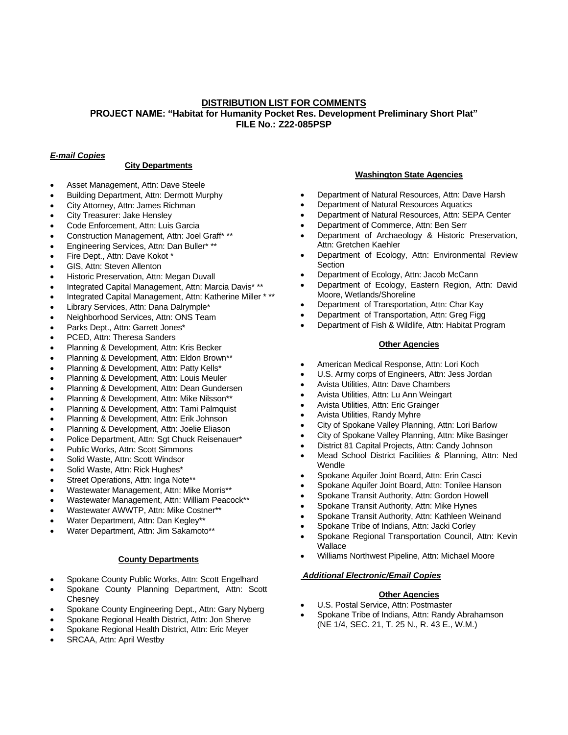**DISTRIBUTION LIST FOR COMMENTS**
**PROJECT NAME: "Habitat for Humanity Pocket Res. Development Preliminary Short Plat"**
**FILE No.: Z22-085PSP**

***E-mail Copies***

**City Departments**

- Asset Management, Attn: Dave Steele
- Building Department, Attn: Dermott Murphy
- City Attorney, Attn: James Richman
- City Treasurer: Jake Hensley
- Code Enforcement, Attn: Luis Garcia
- Construction Management, Attn: Joel Graff* **
- Engineering Services, Attn: Dan Buller* **
- Fire Dept., Attn: Dave Kokot *
- GIS, Attn: Steven Allenton
- Historic Preservation, Attn: Megan Duvall
- Integrated Capital Management, Attn: Marcia Davis* **
- Integrated Capital Management, Attn: Katherine Miller * **
- Library Services, Attn: Dana Dalrymple*
- Neighborhood Services, Attn: ONS Team
- Parks Dept., Attn: Garrett Jones*
- PCED, Attn: Theresa Sanders
- Planning & Development, Attn: Kris Becker
- Planning & Development, Attn: Eldon Brown**
- Planning & Development, Attn: Patty Kells*
- Planning & Development, Attn: Louis Meuler
- Planning & Development, Attn: Dean Gundersen
- Planning & Development, Attn: Mike Nilsson**
- Planning & Development, Attn: Tami Palmquist
- Planning & Development, Attn: Erik Johnson
- Planning & Development, Attn: Joelie Eliason
- Police Department, Attn: Sgt Chuck Reisenauer*
- Public Works, Attn: Scott Simmons
- Solid Waste, Attn: Scott Windsor
- Solid Waste, Attn: Rick Hughes*
- Street Operations, Attn: Inga Note**
- Wastewater Management, Attn: Mike Morris**
- Wastewater Management, Attn: William Peacock**
- Wastewater AWWTP, Attn: Mike Costner**
- Water Department, Attn: Dan Kegley**
- Water Department, Attn: Jim Sakamoto**

**County Departments**

- Spokane County Public Works, Attn: Scott Engelhard
- Spokane County Planning Department, Attn: Scott Chesney
- Spokane County Engineering Dept., Attn: Gary Nyberg
- Spokane Regional Health District, Attn: Jon Sherve
- Spokane Regional Health District, Attn: Eric Meyer
- SRCAA, Attn: April Westby

**Washington State Agencies**

- Department of Natural Resources, Attn: Dave Harsh
- Department of Natural Resources Aquatics
- Department of Natural Resources, Attn: SEPA Center
- Department of Commerce, Attn: Ben Serr
- Department of Archaeology & Historic Preservation, Attn: Gretchen Kaehler
- Department of Ecology, Attn: Environmental Review Section
- Department of Ecology, Attn: Jacob McCann
- Department of Ecology, Eastern Region, Attn: David Moore, Wetlands/Shoreline
- Department of Transportation, Attn: Char Kay
- Department of Transportation, Attn: Greg Figg
- Department of Fish & Wildlife, Attn: Habitat Program

**Other Agencies**

- American Medical Response, Attn: Lori Koch
- U.S. Army corps of Engineers, Attn: Jess Jordan
- Avista Utilities, Attn: Dave Chambers
- Avista Utilities, Attn: Lu Ann Weingart
- Avista Utilities, Attn: Eric Grainger
- Avista Utilities, Randy Myhre
- City of Spokane Valley Planning, Attn: Lori Barlow
- City of Spokane Valley Planning, Attn: Mike Basinger
- District 81 Capital Projects, Attn: Candy Johnson
- Mead School District Facilities & Planning, Attn: Ned Wendle
- Spokane Aquifer Joint Board, Attn: Erin Casci
- Spokane Aquifer Joint Board, Attn: Tonilee Hanson
- Spokane Transit Authority, Attn: Gordon Howell
- Spokane Transit Authority, Attn: Mike Hynes
- Spokane Transit Authority, Attn: Kathleen Weinand
- Spokane Tribe of Indians, Attn: Jacki Corley
- Spokane Regional Transportation Council, Attn: Kevin Wallace
- Williams Northwest Pipeline, Attn: Michael Moore

***Additional Electronic/Email Copies***

**Other Agencies**

- U.S. Postal Service, Attn: Postmaster
- Spokane Tribe of Indians, Attn: Randy Abrahamson

(NE 1/4, SEC. 21, T. 25 N., R. 43 E., W.M.)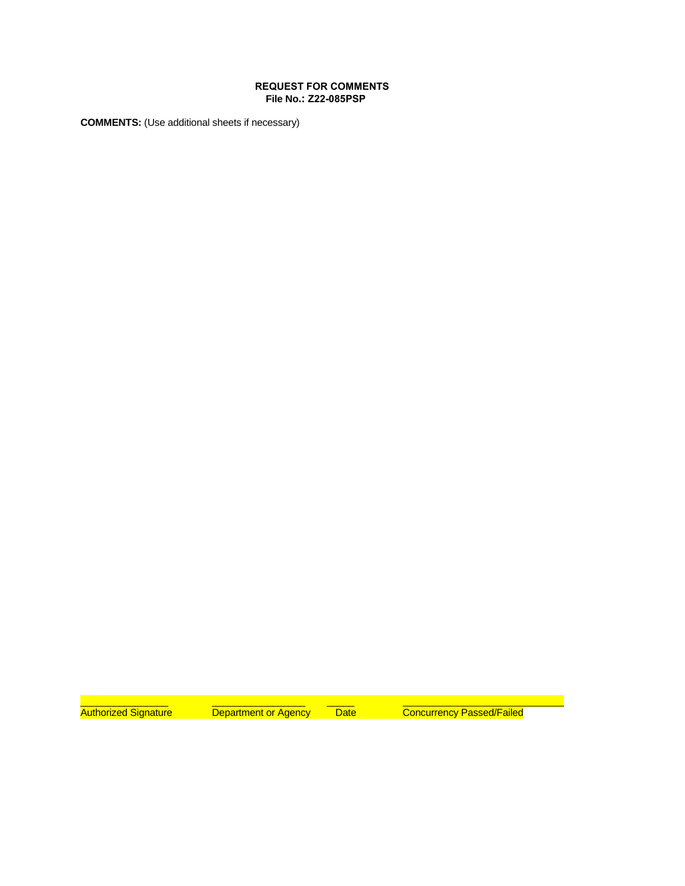**REQUEST FOR COMMENTS**
**File No.: Z22-085PSP**

**COMMENTS:** (Use additional sheets if necessary)

| | | | |
|---|---|---|---|
| ________________ | ________________ | _____ | ____________________________ |
| Authorized Signature | Department or Agency | Date | Concurrency Passed/Failed |